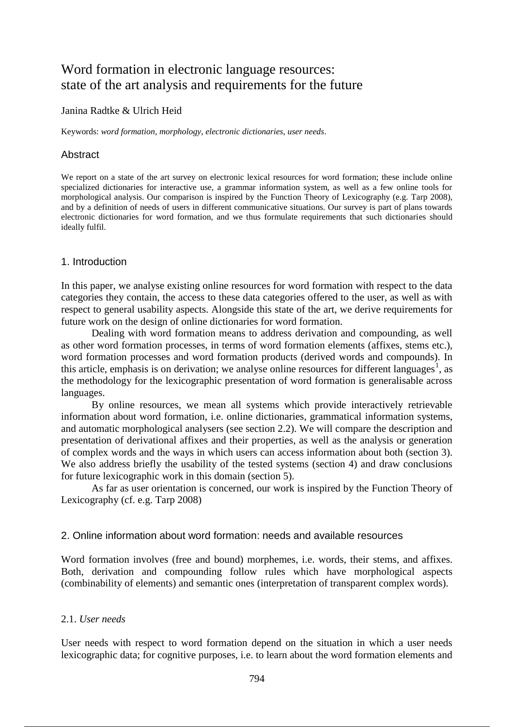# Word formation in electronic language resources: state of the art analysis and requirements for the future

Janina Radtke & Ulrich Heid

Keywords: *word formation*, *morphology*, *electronic dictionaries*, *user needs*.

## Abstract

We report on a state of the art survey on electronic lexical resources for word formation; these include online specialized dictionaries for interactive use, a grammar information system, as well as a few online tools for morphological analysis. Our comparison is inspired by the Function Theory of Lexicography (e.g. Tarp 2008), and by a definition of needs of users in different communicative situations. Our survey is part of plans towards electronic dictionaries for word formation, and we thus formulate requirements that such dictionaries should ideally fulfil.

## 1. Introduction

In this paper, we analyse existing online resources for word formation with respect to the data categories they contain, the access to these data categories offered to the user, as well as with respect to general usability aspects. Alongside this state of the art, we derive requirements for future work on the design of online dictionaries for word formation.

Dealing with word formation means to address derivation and compounding, as well as other word formation processes, in terms of word formation elements (affixes, stems etc.), word formation processes and word formation products (derived words and compounds). In this article, emphasis is on derivation; we analyse online resources for different languages[1], as the methodology for the lexicographic presentation of word formation is generalisable across languages.

By online resources, we mean all systems which provide interactively retrievable information about word formation, i.e. online dictionaries, grammatical information systems, and automatic morphological analysers (see section 2.2). We will compare the description and presentation of derivational affixes and their properties, as well as the analysis or generation of complex words and the ways in which users can access information about both (section 3). We also address briefly the usability of the tested systems (section 4) and draw conclusions for future lexicographic work in this domain (section 5).

As far as user orientation is concerned, our work is inspired by the Function Theory of Lexicography (cf. e.g. Tarp 2008)

## 2. Online information about word formation: needs and available resources

Word formation involves (free and bound) morphemes, i.e. words, their stems, and affixes. Both, derivation and compounding follow rules which have morphological aspects (combinability of elements) and semantic ones (interpretation of transparent complex words).

### 2.1. *User needs*

User needs with respect to word formation depend on the situation in which a user needs lexicographic data; for cognitive purposes, i.e. to learn about the word formation elements and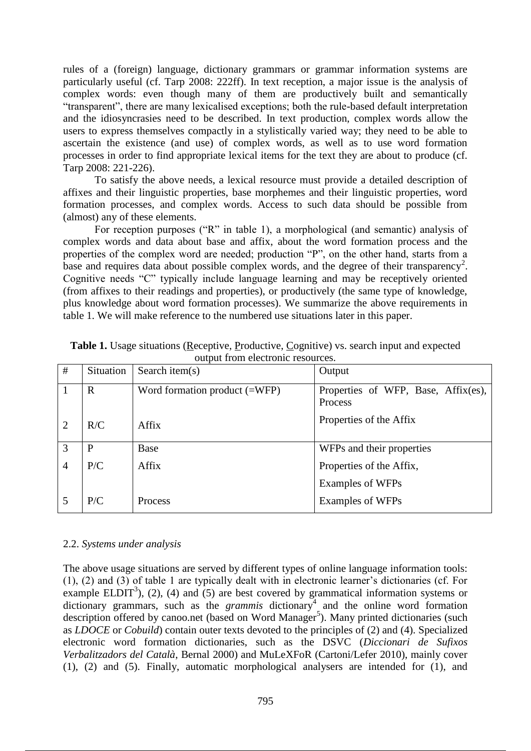rules of a (foreign) language, dictionary grammars or grammar information systems are particularly useful (cf. Tarp 2008: 222ff). In text reception, a major issue is the analysis of complex words: even though many of them are productively built and semantically "transparent", there are many lexicalised exceptions; both the rule-based default interpretation and the idiosyncrasies need to be described. In text production, complex words allow the users to express themselves compactly in a stylistically varied way; they need to be able to ascertain the existence (and use) of complex words, as well as to use word formation processes in order to find appropriate lexical items for the text they are about to produce (cf. Tarp 2008: 221-226).

To satisfy the above needs, a lexical resource must provide a detailed description of affixes and their linguistic properties, base morphemes and their linguistic properties, word formation processes, and complex words. Access to such data should be possible from (almost) any of these elements.

For reception purposes ("R" in table 1), a morphological (and semantic) analysis of complex words and data about base and affix, about the word formation process and the properties of the complex word are needed; production "P", on the other hand, starts from a base and requires data about possible complex words, and the degree of their transparency[2]. Cognitive needs "C" typically include language learning and may be receptively oriented (from affixes to their readings and properties), or productively (the same type of knowledge, plus knowledge about word formation processes). We summarize the above requirements in table 1. We will make reference to the numbered use situations later in this paper.

**Table 1.** Usage situations (Receptive, Productive, Cognitive) vs. search input and expected output from electronic resources.

| # | Situation | Search item(s) | Output |
|---|---|---|---|
| 1 | R | Word formation product (=WFP) | Properties of WFP, Base, Affix(es), Process |
| 2 | R/C | Affix | Properties of the Affix |
| 3 | P | Base | WFPs and their properties |
| 4 | P/C | Affix | Properties of the Affix, Examples of WFPs |
| 5 | P/C | Process | Examples of WFPs |

## 2.2. *Systems under analysis*

The above usage situations are served by different types of online language information tools: (1), (2) and (3) of table 1 are typically dealt with in electronic learner's dictionaries (cf. For example ELDIT[3]), (2), (4) and (5) are best covered by grammatical information systems or dictionary grammars, such as the *grammis* dictionary[4] and the online word formation description offered by canoo.net (based on Word Manager[5]). Many printed dictionaries (such as *LDOCE* or *Cobuild*) contain outer texts devoted to the principles of (2) and (4). Specialized electronic word formation dictionaries, such as the DSVC (*Diccionari de Sufixos Verbalitzadors del Català*, Bernal 2000) and MuLeXFoR (Cartoni/Lefer 2010), mainly cover (1), (2) and (5). Finally, automatic morphological analysers are intended for (1), and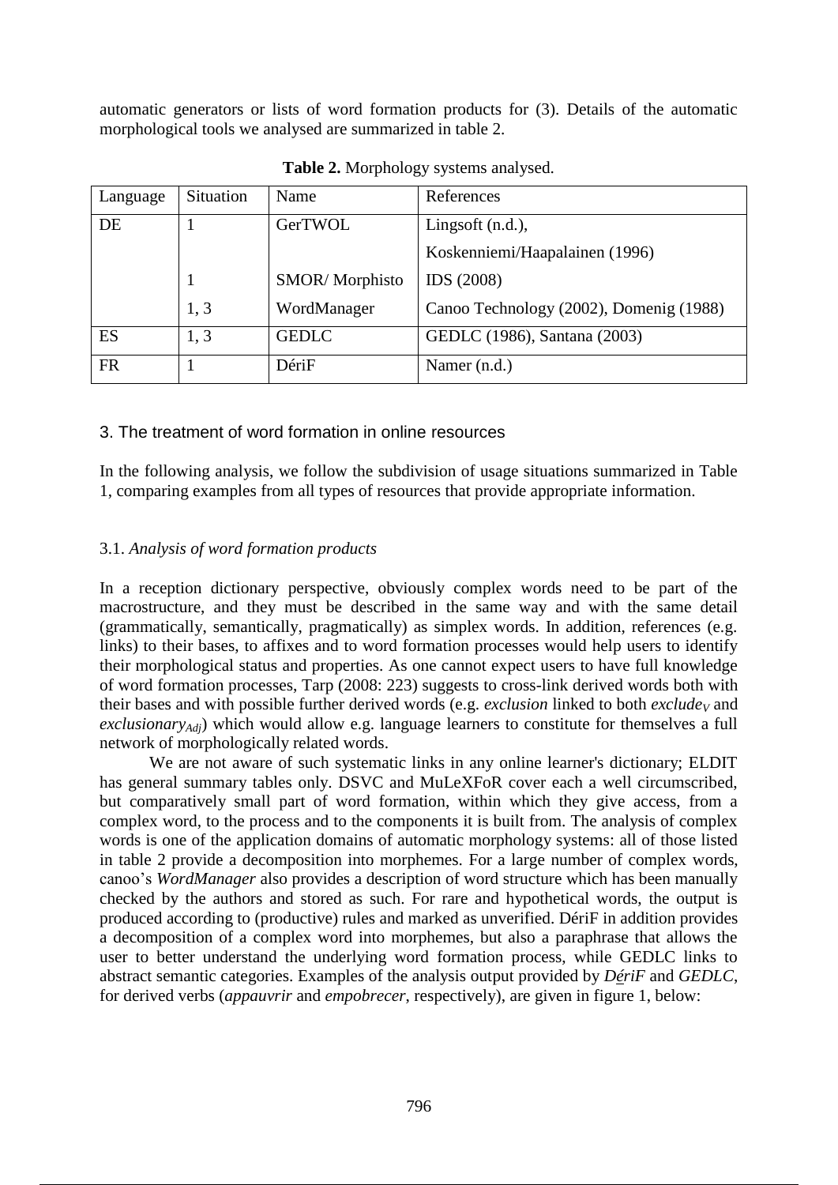automatic generators or lists of word formation products for (3). Details of the automatic morphological tools we analysed are summarized in table 2.

**Table 2.** Morphology systems analysed.

| Language | Situation | Name | References |
|---|---|---|---|
| DE | 1 | GerTWOL | Lingsoft (n.d.), Koskenniemi/Haapalainen (1996) |
| | 1 | SMOR/ Morphisto | IDS (2008) |
| | 1, 3 | WordManager | Canoo Technology (2002), Domenig (1988) |
| ES | 1, 3 | GEDLC | GEDLC (1986), Santana (2003) |
| FR | 1 | DériF | Namer (n.d.) |

## 3. The treatment of word formation in online resources

In the following analysis, we follow the subdivision of usage situations summarized in Table 1, comparing examples from all types of resources that provide appropriate information.

### 3.1. *Analysis of word formation products*

In a reception dictionary perspective, obviously complex words need to be part of the macrostructure, and they must be described in the same way and with the same detail (grammatically, semantically, pragmatically) as simplex words. In addition, references (e.g. links) to their bases, to affixes and to word formation processes would help users to identify their morphological status and properties. As one cannot expect users to have full knowledge of word formation processes, Tarp (2008: 223) suggests to cross-link derived words both with their bases and with possible further derived words (e.g. *exclusion* linked to both *exclude*$_{V}$ and *exclusionary*$_{Adj}$) which would allow e.g. language learners to constitute for themselves a full network of morphologically related words.

We are not aware of such systematic links in any online learner's dictionary; ELDIT has general summary tables only. DSVC and MuLeXFoR cover each a well circumscribed, but comparatively small part of word formation, within which they give access, from a complex word, to the process and to the components it is built from. The analysis of complex words is one of the application domains of automatic morphology systems: all of those listed in table 2 provide a decomposition into morphemes. For a large number of complex words, canoo's *WordManager* also provides a description of word structure which has been manually checked by the authors and stored as such. For rare and hypothetical words, the output is produced according to (productive) rules and marked as unverified. DériF in addition provides a decomposition of a complex word into morphemes, but also a paraphrase that allows the user to better understand the underlying word formation process, while GEDLC links to abstract semantic categories. Examples of the analysis output provided by *DériF* and *GEDLC*, for derived verbs (*appauvrir* and *empobrecer*, respectively), are given in figure 1, below: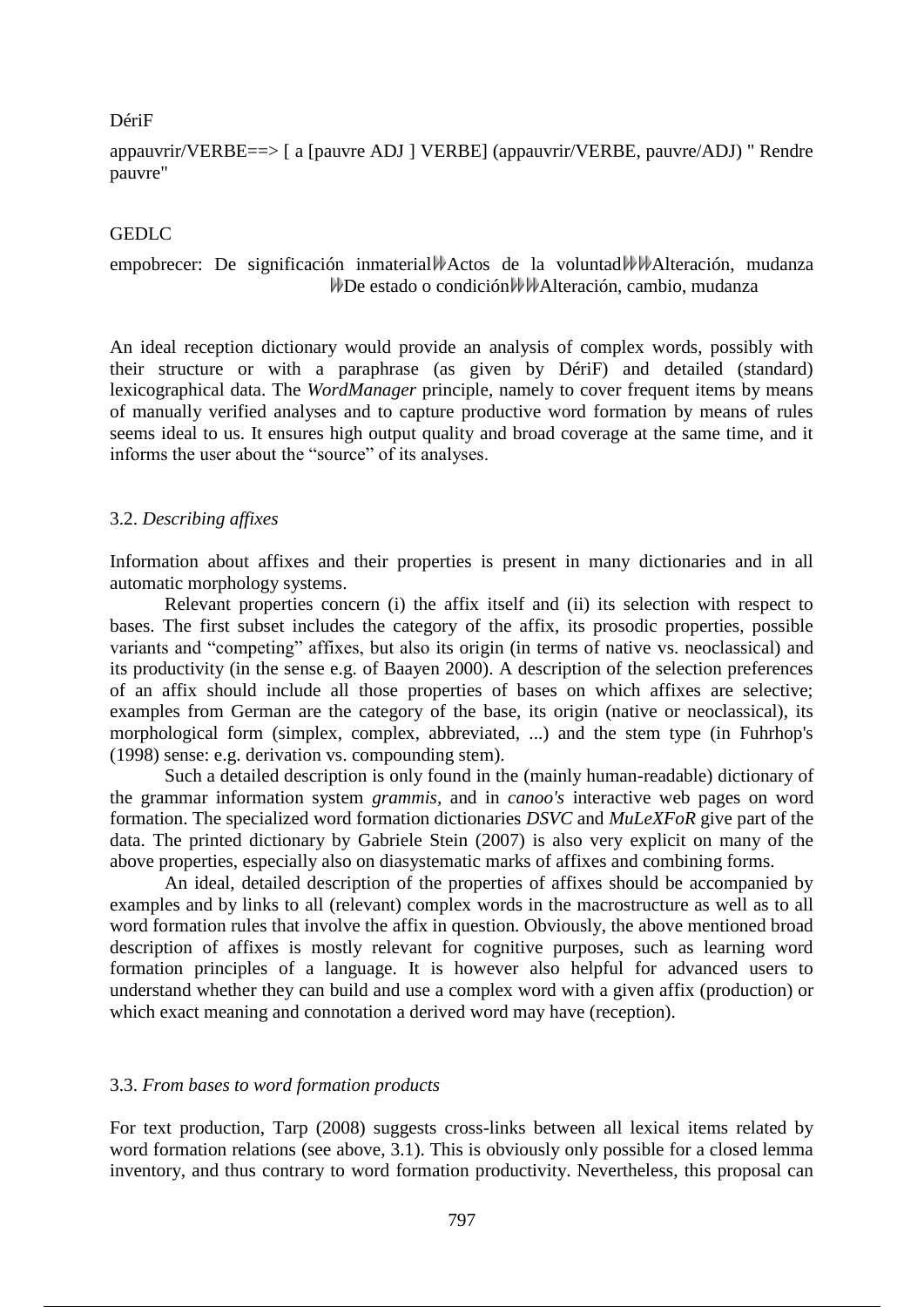DériF

appauvrir/VERBE==> [ a [pauvre ADJ ] VERBE] (appauvrir/VERBE, pauvre/ADJ) " Rendre pauvre"

GEDLC

empobrecer: De significación inmaterial⟫Actos de la voluntad⟫⟫Alteración, mudanza ⟫De estado o condición⟫⟫Alteración, cambio, mudanza

An ideal reception dictionary would provide an analysis of complex words, possibly with their structure or with a paraphrase (as given by DériF) and detailed (standard) lexicographical data. The *WordManager* principle, namely to cover frequent items by means of manually verified analyses and to capture productive word formation by means of rules seems ideal to us. It ensures high output quality and broad coverage at the same time, and it informs the user about the "source" of its analyses.

### 3.2. *Describing affixes*

Information about affixes and their properties is present in many dictionaries and in all automatic morphology systems.

Relevant properties concern (i) the affix itself and (ii) its selection with respect to bases. The first subset includes the category of the affix, its prosodic properties, possible variants and "competing" affixes, but also its origin (in terms of native vs. neoclassical) and its productivity (in the sense e.g. of Baayen 2000). A description of the selection preferences of an affix should include all those properties of bases on which affixes are selective; examples from German are the category of the base, its origin (native or neoclassical), its morphological form (simplex, complex, abbreviated, ...) and the stem type (in Fuhrhop's (1998) sense: e.g. derivation vs. compounding stem).

Such a detailed description is only found in the (mainly human-readable) dictionary of the grammar information system *grammis*, and in *canoo's* interactive web pages on word formation. The specialized word formation dictionaries *DSVC* and *MuLeXFoR* give part of the data. The printed dictionary by Gabriele Stein (2007) is also very explicit on many of the above properties, especially also on diasystematic marks of affixes and combining forms.

An ideal, detailed description of the properties of affixes should be accompanied by examples and by links to all (relevant) complex words in the macrostructure as well as to all word formation rules that involve the affix in question. Obviously, the above mentioned broad description of affixes is mostly relevant for cognitive purposes, such as learning word formation principles of a language. It is however also helpful for advanced users to understand whether they can build and use a complex word with a given affix (production) or which exact meaning and connotation a derived word may have (reception).

### 3.3. *From bases to word formation products*

For text production, Tarp (2008) suggests cross-links between all lexical items related by word formation relations (see above, 3.1). This is obviously only possible for a closed lemma inventory, and thus contrary to word formation productivity. Nevertheless, this proposal can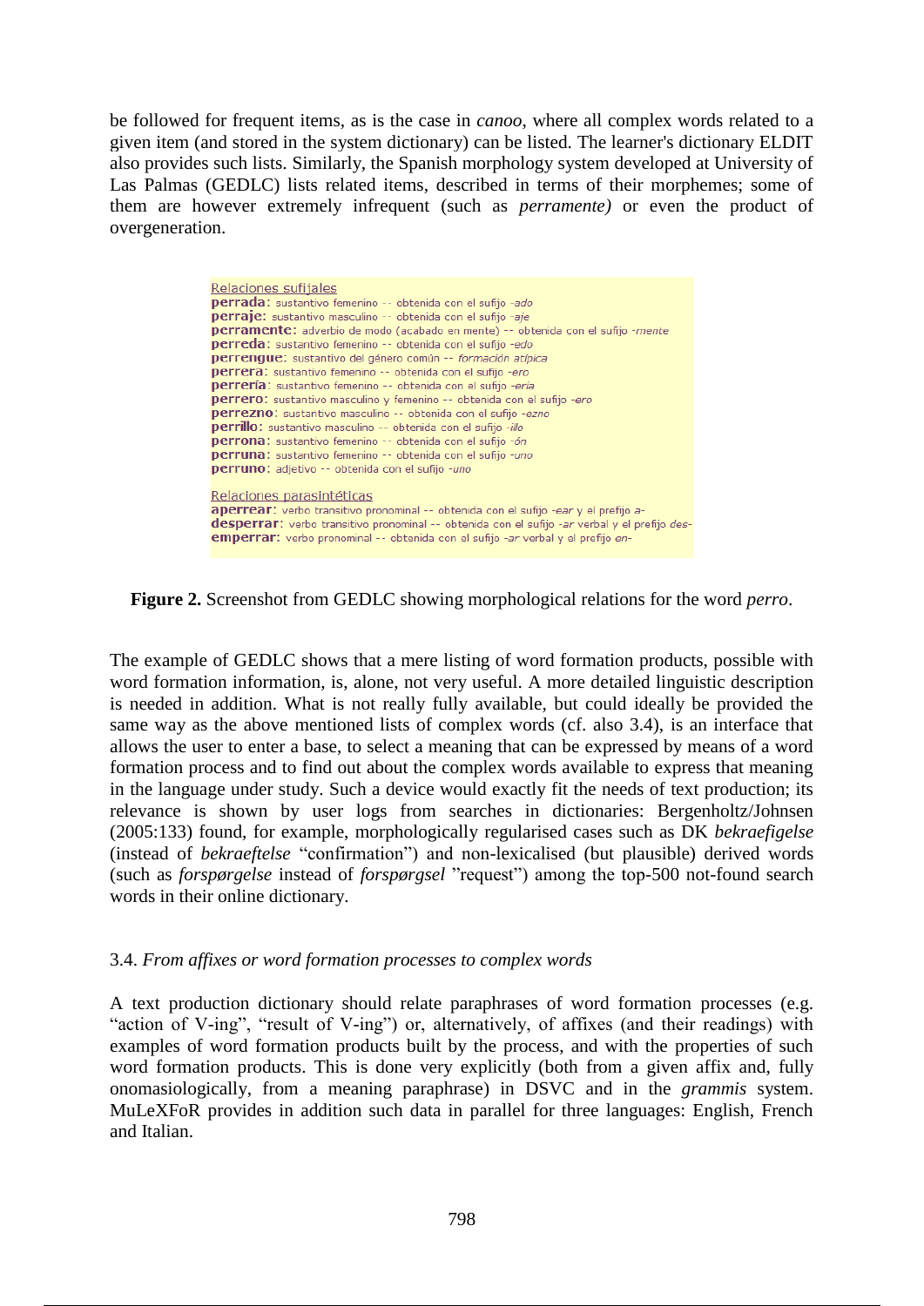be followed for frequent items, as is the case in *canoo*, where all complex words related to a given item (and stored in the system dictionary) can be listed. The learner's dictionary ELDIT also provides such lists. Similarly, the Spanish morphology system developed at University of Las Palmas (GEDLC) lists related items, described in terms of their morphemes; some of them are however extremely infrequent (such as *perramente)* or even the product of overgeneration.

Relaciones sufijales
**perrada**: sustantivo femenino -- obtenida con el sufijo *-ado*
**perraje**: sustantivo masculino -- obtenida con el sufijo *-aje*
**perramente**: adverbio de modo (acabado en mente) -- obtenida con el sufijo *-mente*
**perreda**: sustantivo femenino -- obtenida con el sufijo *-edo*
**perrengue**: sustantivo del género común -- *formación atípica*
**perrera**: sustantivo femenino -- obtenida con el sufijo *-ero*
**perrería**: sustantivo femenino -- obtenida con el sufijo *-ería*
**perrero**: sustantivo masculino y femenino -- obtenida con el sufijo *-ero*
**perrezno**: sustantivo masculino -- obtenida con el sufijo *-ezno*
**perrillo**: sustantivo masculino -- obtenida con el sufijo *-illo*
**perrona**: sustantivo femenino -- obtenida con el sufijo *-ón*
**perruna**: sustantivo femenino -- obtenida con el sufijo *-uno*
**perruno**: adjetivo -- obtenida con el sufijo *-uno*

Relaciones parasintéticas
**aperrear**: verbo transitivo pronominal -- obtenida con el sufijo *-ear* y el prefijo *a-*
**desperrar**: verbo transitivo pronominal -- obtenida con el sufijo *-ar* verbal y el prefijo *des-*
**emperrar**: verbo pronominal -- obtenida con el sufijo *-ar* verbal y el prefijo *en-*

**Figure 2.** Screenshot from GEDLC showing morphological relations for the word *perro*.

The example of GEDLC shows that a mere listing of word formation products, possible with word formation information, is, alone, not very useful. A more detailed linguistic description is needed in addition. What is not really fully available, but could ideally be provided the same way as the above mentioned lists of complex words (cf. also 3.4), is an interface that allows the user to enter a base, to select a meaning that can be expressed by means of a word formation process and to find out about the complex words available to express that meaning in the language under study. Such a device would exactly fit the needs of text production; its relevance is shown by user logs from searches in dictionaries: Bergenholtz/Johnsen (2005:133) found, for example, morphologically regularised cases such as DK *bekraefigelse* (instead of *bekraeftelse* "confirmation") and non-lexicalised (but plausible) derived words (such as *forspørgelse* instead of *forspørgsel* "request") among the top-500 not-found search words in their online dictionary.

### 3.4. *From affixes or word formation processes to complex words*

A text production dictionary should relate paraphrases of word formation processes (e.g. "action of V-ing", "result of V-ing") or, alternatively, of affixes (and their readings) with examples of word formation products built by the process, and with the properties of such word formation products. This is done very explicitly (both from a given affix and, fully onomasiologically, from a meaning paraphrase) in DSVC and in the *grammis* system. MuLeXFoR provides in addition such data in parallel for three languages: English, French and Italian.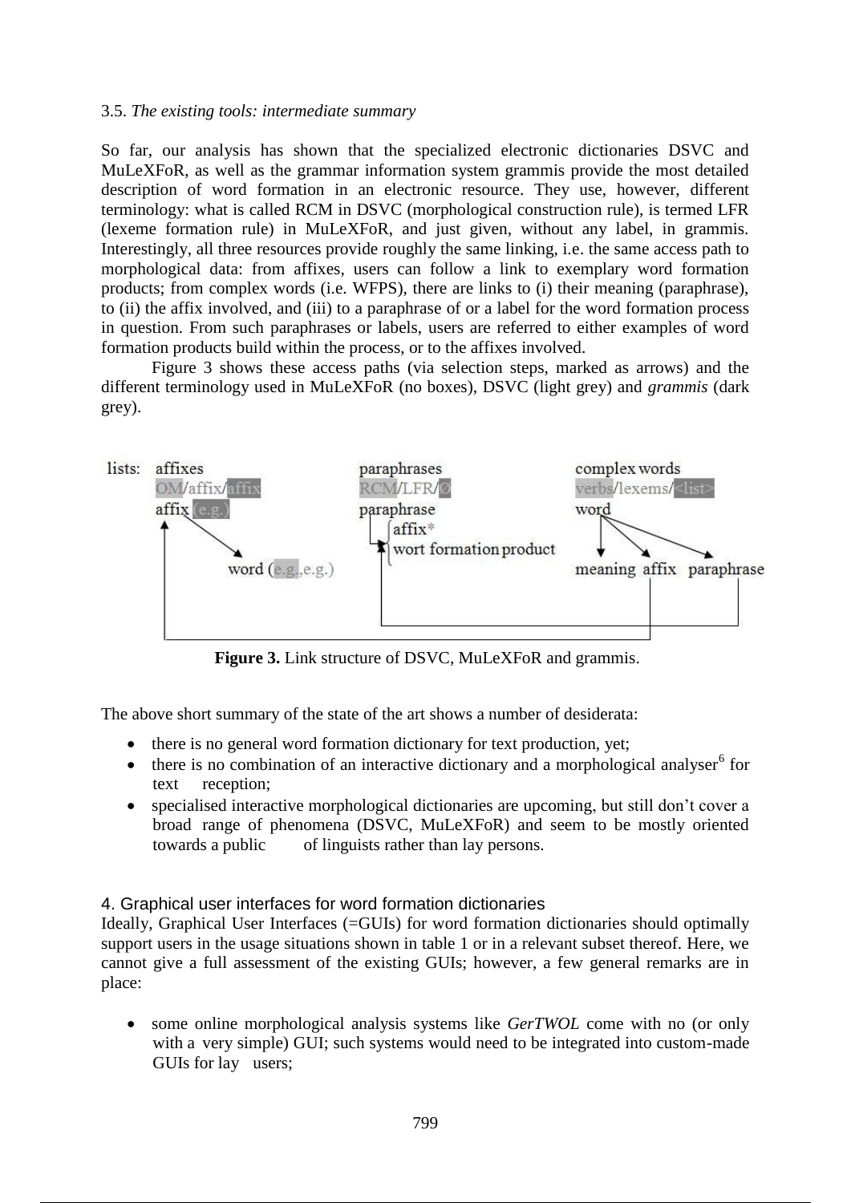3.5. *The existing tools: intermediate summary*

So far, our analysis has shown that the specialized electronic dictionaries DSVC and MuLeXFoR, as well as the grammar information system grammis provide the most detailed description of word formation in an electronic resource. They use, however, different terminology: what is called RCM in DSVC (morphological construction rule), is termed LFR (lexeme formation rule) in MuLeXFoR, and just given, without any label, in grammis. Interestingly, all three resources provide roughly the same linking, i.e. the same access path to morphological data: from affixes, users can follow a link to exemplary word formation products; from complex words (i.e. WFPS), there are links to (i) their meaning (paraphrase), to (ii) the affix involved, and (iii) to a paraphrase of or a label for the word formation process in question. From such paraphrases or labels, users are referred to either examples of word formation products build within the process, or to the affixes involved.

Figure 3 shows these access paths (via selection steps, marked as arrows) and the different terminology used in MuLeXFoR (no boxes), DSVC (light grey) and *grammis* (dark grey).

**Figure 3.** Link structure of DSVC, MuLeXFoR and grammis.

The above short summary of the state of the art shows a number of desiderata:

- there is no general word formation dictionary for text production, yet;
- there is no combination of an interactive dictionary and a morphological analyser[6] for text reception;
- specialised interactive morphological dictionaries are upcoming, but still don't cover a broad range of phenomena (DSVC, MuLeXFoR) and seem to be mostly oriented towards a public of linguists rather than lay persons.

## 4. Graphical user interfaces for word formation dictionaries

Ideally, Graphical User Interfaces (=GUIs) for word formation dictionaries should optimally support users in the usage situations shown in table 1 or in a relevant subset thereof. Here, we cannot give a full assessment of the existing GUIs; however, a few general remarks are in place:

- some online morphological analysis systems like *GerTWOL* come with no (or only with a very simple) GUI; such systems would need to be integrated into custom-made GUIs for lay users;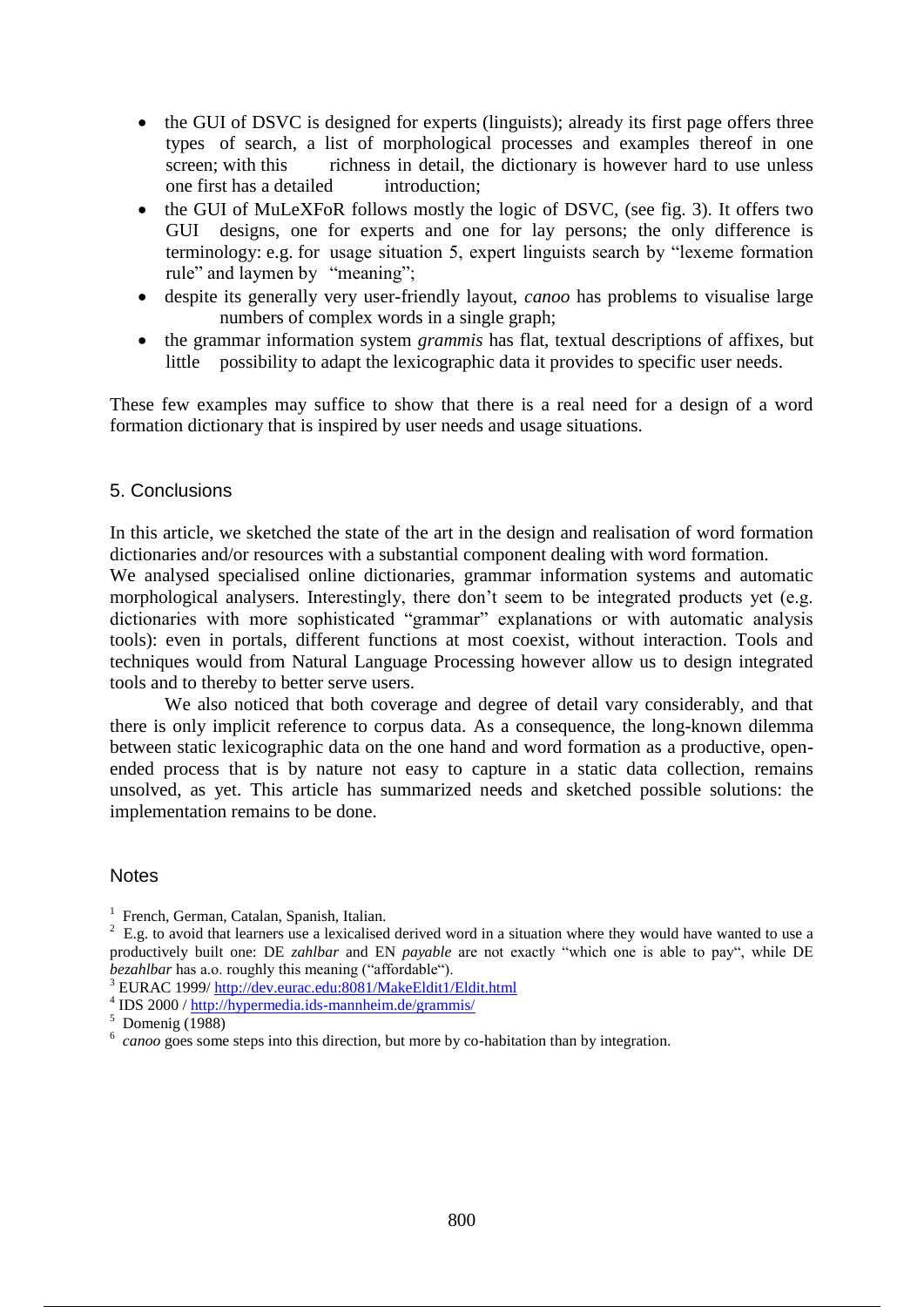- the GUI of DSVC is designed for experts (linguists); already its first page offers three types of search, a list of morphological processes and examples thereof in one screen; with this richness in detail, the dictionary is however hard to use unless one first has a detailed introduction;
- the GUI of MuLeXFoR follows mostly the logic of DSVC, (see fig. 3). It offers two GUI designs, one for experts and one for lay persons; the only difference is terminology: e.g. for usage situation 5, expert linguists search by "lexeme formation rule" and laymen by "meaning";
- despite its generally very user-friendly layout, *canoo* has problems to visualise large numbers of complex words in a single graph;
- the grammar information system *grammis* has flat, textual descriptions of affixes, but little possibility to adapt the lexicographic data it provides to specific user needs.

These few examples may suffice to show that there is a real need for a design of a word formation dictionary that is inspired by user needs and usage situations.

## 5. Conclusions

In this article, we sketched the state of the art in the design and realisation of word formation dictionaries and/or resources with a substantial component dealing with word formation.

We analysed specialised online dictionaries, grammar information systems and automatic morphological analysers. Interestingly, there don't seem to be integrated products yet (e.g. dictionaries with more sophisticated "grammar" explanations or with automatic analysis tools): even in portals, different functions at most coexist, without interaction. Tools and techniques would from Natural Language Processing however allow us to design integrated tools and to thereby to better serve users.

We also noticed that both coverage and degree of detail vary considerably, and that there is only implicit reference to corpus data. As a consequence, the long-known dilemma between static lexicographic data on the one hand and word formation as a productive, open-ended process that is by nature not easy to capture in a static data collection, remains unsolved, as yet. This article has summarized needs and sketched possible solutions: the implementation remains to be done.

## Notes

[1] French, German, Catalan, Spanish, Italian.

[2] E.g. to avoid that learners use a lexicalised derived word in a situation where they would have wanted to use a productively built one: DE *zahlbar* and EN *payable* are not exactly "which one is able to pay", while DE *bezahlbar* has a.o. roughly this meaning ("affordable").

[3] EURAC 1999/ http://dev.eurac.edu:8081/MakeEldit1/Eldit.html

[4] IDS 2000 / http://hypermedia.ids-mannheim.de/grammis/

[5] Domenig (1988)

[6] *canoo* goes some steps into this direction, but more by co-habitation than by integration.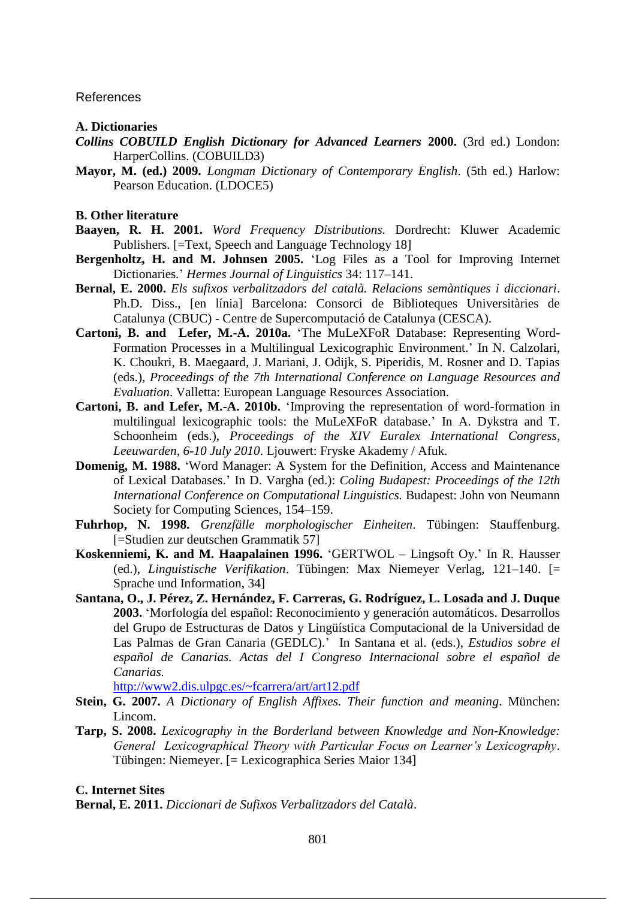# References

### A. Dictionaries

***Collins COBUILD English Dictionary for Advanced Learners* 2000.** (3rd ed.) London: HarperCollins. (COBUILD3)

**Mayor, M. (ed.) 2009.** *Longman Dictionary of Contemporary English*. (5th ed.) Harlow: Pearson Education. (LDOCE5)

### B. Other literature

**Baayen, R. H. 2001.** *Word Frequency Distributions.* Dordrecht: Kluwer Academic Publishers. [=Text, Speech and Language Technology 18]

**Bergenholtz, H. and M. Johnsen 2005.** 'Log Files as a Tool for Improving Internet Dictionaries.' *Hermes Journal of Linguistics* 34: 117–141.

**Bernal, E. 2000.** *Els sufixos verbalitzadors del català. Relacions semàntiques i diccionari*. Ph.D. Diss., [en línia] Barcelona: Consorci de Biblioteques Universitàries de Catalunya (CBUC) - Centre de Supercomputació de Catalunya (CESCA).

**Cartoni, B. and Lefer, M.-A. 2010a.** 'The MuLeXFoR Database: Representing Word-Formation Processes in a Multilingual Lexicographic Environment.' In N. Calzolari, K. Choukri, B. Maegaard, J. Mariani, J. Odijk, S. Piperidis, M. Rosner and D. Tapias (eds.), *Proceedings of the 7th International Conference on Language Resources and Evaluation*. Valletta: European Language Resources Association.

**Cartoni, B. and Lefer, M.-A. 2010b.** 'Improving the representation of word-formation in multilingual lexicographic tools: the MuLeXFoR database.' In A. Dykstra and T. Schoonheim (eds.), *Proceedings of the XIV Euralex International Congress, Leeuwarden, 6-10 July 2010*. Ljouwert: Fryske Akademy / Afuk.

**Domenig, M. 1988.** 'Word Manager: A System for the Definition, Access and Maintenance of Lexical Databases.' In D. Vargha (ed.): *Coling Budapest: Proceedings of the 12th International Conference on Computational Linguistics.* Budapest: John von Neumann Society for Computing Sciences, 154–159.

**Fuhrhop, N. 1998.** *Grenzfälle morphologischer Einheiten*. Tübingen: Stauffenburg. [=Studien zur deutschen Grammatik 57]

**Koskenniemi, K. and M. Haapalainen 1996.** 'GERTWOL – Lingsoft Oy.' In R. Hausser (ed.), *Linguistische Verifikation*. Tübingen: Max Niemeyer Verlag, 121–140. [= Sprache und Information, 34]

**Santana, O., J. Pérez, Z. Hernández, F. Carreras, G. Rodríguez, L. Losada and J. Duque 2003.** 'Morfología del español: Reconocimiento y generación automáticos. Desarrollos del Grupo de Estructuras de Datos y Lingüística Computacional de la Universidad de Las Palmas de Gran Canaria (GEDLC).' In Santana et al. (eds.), *Estudios sobre el español de Canarias. Actas del I Congreso Internacional sobre el español de Canarias.*
http://www2.dis.ulpgc.es/~fcarrera/art/art12.pdf

**Stein, G. 2007.** *A Dictionary of English Affixes. Their function and meaning*. München: Lincom.

**Tarp, S. 2008.** *Lexicography in the Borderland between Knowledge and Non-Knowledge: General Lexicographical Theory with Particular Focus on Learner's Lexicography*. Tübingen: Niemeyer. [= Lexicographica Series Maior 134]

### C. Internet Sites

**Bernal, E. 2011.** *Diccionari de Sufixos Verbalitzadors del Català*.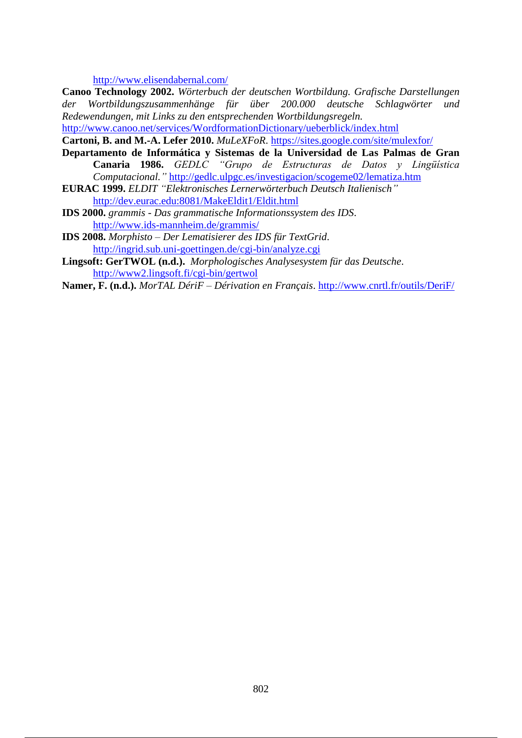http://www.elisendabernal.com/

**Canoo Technology 2002.** *Wörterbuch der deutschen Wortbildung. Grafische Darstellungen der Wortbildungszusammenhänge für über 200.000 deutsche Schlagwörter und Redewendungen, mit Links zu den entsprechenden Wortbildungsregeln.* http://www.canoo.net/services/WordformationDictionary/ueberblick/index.html

**Cartoni, B. and M.-A. Lefer 2010.** *MuLeXFoR.* https://sites.google.com/site/mulexfor/

**Departamento de Informática y Sistemas de la Universidad de Las Palmas de Gran Canaria 1986.** *GEDLC "Grupo de Estructuras de Datos y Lingüística Computacional."* http://gedlc.ulpgc.es/investigacion/scogeme02/lematiza.htm

**EURAC 1999.** *ELDIT "Elektronisches Lernerwörterbuch Deutsch Italienisch"* http://dev.eurac.edu:8081/MakeEldit1/Eldit.html

**IDS 2000.** *grammis - Das grammatische Informationssystem des IDS*. http://www.ids-mannheim.de/grammis/

**IDS 2008.** *Morphisto – Der Lematisierer des IDS für TextGrid*. http://ingrid.sub.uni-goettingen.de/cgi-bin/analyze.cgi

**Lingsoft: GerTWOL (n.d.).** *Morphologisches Analysesystem für das Deutsche*. http://www2.lingsoft.fi/cgi-bin/gertwol

**Namer, F. (n.d.).** *MorTAL DériF – Dérivation en Français*. http://www.cnrtl.fr/outils/DeriF/